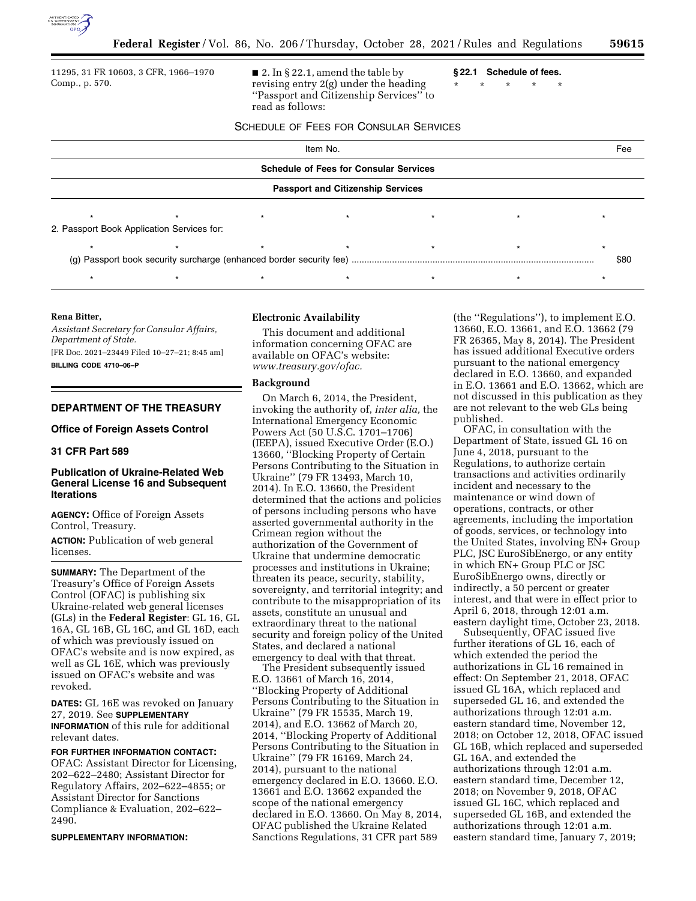11295, 31 FR 10603, 3 CFR, 1966–1970 Comp., p. 570.

■ 2. In § 22.1, amend the table by revising entry 2(g) under the heading ''Passport and Citizenship Services'' to read as follows:

**§ 22.1 Schedule of fees.**

\* \* \* \* \*

SCHEDULE OF FEES FOR CONSULAR SERVICES

| Item No. | Fee |
|---|---|
| **Schedule of Fees for Consular Services** | |
| **Passport and Citizenship Services** | |
| \* \* \* \* \* \* | \* |
| 2. Passport Book Application Services for: | |
| \* \* \* \* \* \* | \* |
| (g) Passport book security surcharge (enhanced border security fee) | $80 |
| \* \* \* \* \* \* | \* |

**Rena Bitter,**

*Assistant Secretary for Consular Affairs, Department of State.*

[FR Doc. 2021–23449 Filed 10–27–21; 8:45 am]

**BILLING CODE 4710–06–P**

## DEPARTMENT OF THE TREASURY

### Office of Foreign Assets Control

### 31 CFR Part 589

### Publication of Ukraine-Related Web General License 16 and Subsequent Iterations

**AGENCY:** Office of Foreign Assets Control, Treasury.

**ACTION:** Publication of web general licenses.

**SUMMARY:** The Department of the Treasury's Office of Foreign Assets Control (OFAC) is publishing six Ukraine-related web general licenses (GLs) in the **Federal Register**: GL 16, GL 16A, GL 16B, GL 16C, and GL 16D, each of which was previously issued on OFAC's website and is now expired, as well as GL 16E, which was previously issued on OFAC's website and was revoked.

**DATES:** GL 16E was revoked on January 27, 2019. See **SUPPLEMENTARY INFORMATION** of this rule for additional relevant dates.

**FOR FURTHER INFORMATION CONTACT:** OFAC: Assistant Director for Licensing, 202–622–2480; Assistant Director for Regulatory Affairs, 202–622–4855; or Assistant Director for Sanctions Compliance & Evaluation, 202–622–2490.

**SUPPLEMENTARY INFORMATION:**

**Electronic Availability**

This document and additional information concerning OFAC are available on OFAC's website: *www.treasury.gov/ofac.*

**Background**

On March 6, 2014, the President, invoking the authority of, *inter alia*, the International Emergency Economic Powers Act (50 U.S.C. 1701–1706) (IEEPA), issued Executive Order (E.O.) 13660, ''Blocking Property of Certain Persons Contributing to the Situation in Ukraine'' (79 FR 13493, March 10, 2014). In E.O. 13660, the President determined that the actions and policies of persons including persons who have asserted governmental authority in the Crimean region without the authorization of the Government of Ukraine that undermine democratic processes and institutions in Ukraine; threaten its peace, security, stability, sovereignty, and territorial integrity; and contribute to the misappropriation of its assets, constitute an unusual and extraordinary threat to the national security and foreign policy of the United States, and declared a national emergency to deal with that threat.

The President subsequently issued E.O. 13661 of March 16, 2014, ''Blocking Property of Additional Persons Contributing to the Situation in Ukraine'' (79 FR 15535, March 19, 2014), and E.O. 13662 of March 20, 2014, ''Blocking Property of Additional Persons Contributing to the Situation in Ukraine'' (79 FR 16169, March 24, 2014), pursuant to the national emergency declared in E.O. 13660. E.O. 13661 and E.O. 13662 expanded the scope of the national emergency declared in E.O. 13660. On May 8, 2014, OFAC published the Ukraine Related Sanctions Regulations, 31 CFR part 589 (the ''Regulations''), to implement E.O. 13660, E.O. 13661, and E.O. 13662 (79 FR 26365, May 8, 2014). The President has issued additional Executive orders pursuant to the national emergency declared in E.O. 13660, and expanded in E.O. 13661 and E.O. 13662, which are not discussed in this publication as they are not relevant to the web GLs being published.

OFAC, in consultation with the Department of State, issued GL 16 on June 4, 2018, pursuant to the Regulations, to authorize certain transactions and activities ordinarily incident and necessary to the maintenance or wind down of operations, contracts, or other agreements, including the importation of goods, services, or technology into the United States, involving EN+ Group PLC, JSC EuroSibEnergo, or any entity in which EN+ Group PLC or JSC EuroSibEnergo owns, directly or indirectly, a 50 percent or greater interest, and that were in effect prior to April 6, 2018, through 12:01 a.m. eastern daylight time, October 23, 2018.

Subsequently, OFAC issued five further iterations of GL 16, each of which extended the period the authorizations in GL 16 remained in effect: On September 21, 2018, OFAC issued GL 16A, which replaced and superseded GL 16, and extended the authorizations through 12:01 a.m. eastern standard time, November 12, 2018; on October 12, 2018, OFAC issued GL 16B, which replaced and superseded GL 16A, and extended the authorizations through 12:01 a.m. eastern standard time, December 12, 2018; on November 9, 2018, OFAC issued GL 16C, which replaced and superseded GL 16B, and extended the authorizations through 12:01 a.m. eastern standard time, January 7, 2019;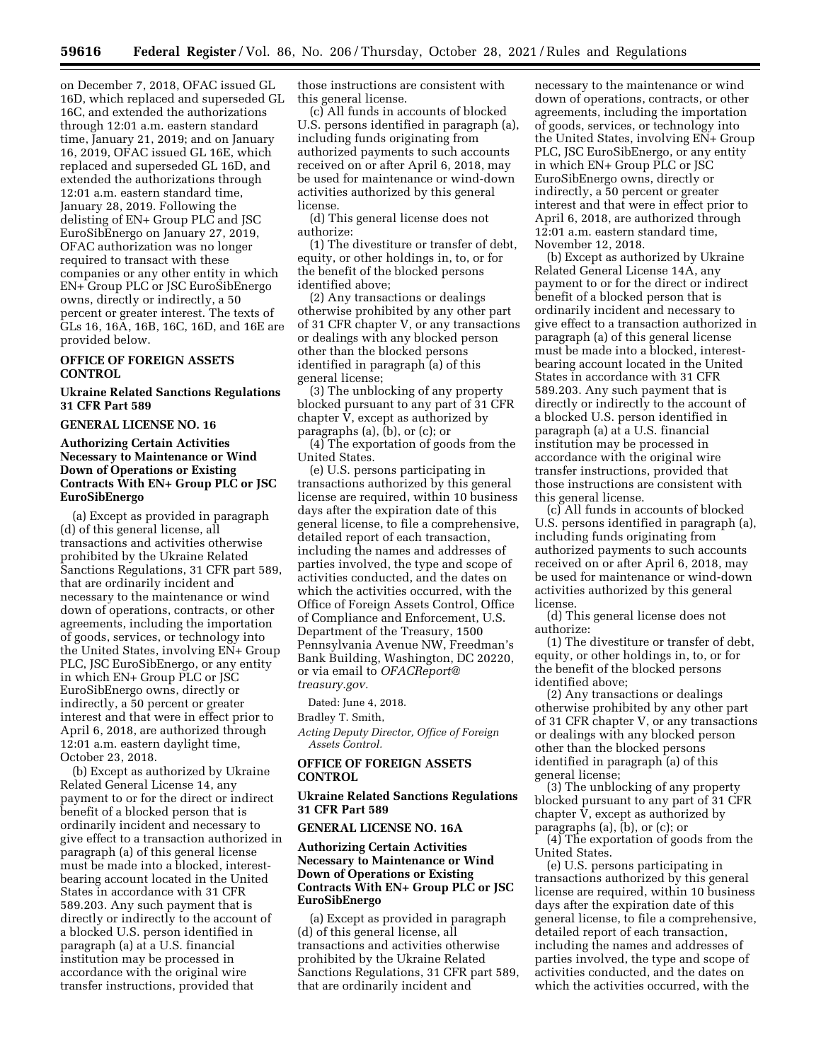on December 7, 2018, OFAC issued GL 16D, which replaced and superseded GL 16C, and extended the authorizations through 12:01 a.m. eastern standard time, January 21, 2019; and on January 16, 2019, OFAC issued GL 16E, which replaced and superseded GL 16D, and extended the authorizations through 12:01 a.m. eastern standard time, January 28, 2019. Following the delisting of EN+ Group PLC and JSC EuroSibEnergo on January 27, 2019, OFAC authorization was no longer required to transact with these companies or any other entity in which EN+ Group PLC or JSC EuroSibEnergo owns, directly or indirectly, a 50 percent or greater interest. The texts of GLs 16, 16A, 16B, 16C, 16D, and 16E are provided below.

**OFFICE OF FOREIGN ASSETS CONTROL**

**Ukraine Related Sanctions Regulations 31 CFR Part 589**

**GENERAL LICENSE NO. 16**

**Authorizing Certain Activities Necessary to Maintenance or Wind Down of Operations or Existing Contracts With EN+ Group PLC or JSC EuroSibEnergo**

(a) Except as provided in paragraph (d) of this general license, all transactions and activities otherwise prohibited by the Ukraine Related Sanctions Regulations, 31 CFR part 589, that are ordinarily incident and necessary to the maintenance or wind down of operations, contracts, or other agreements, including the importation of goods, services, or technology into the United States, involving EN+ Group PLC, JSC EuroSibEnergo, or any entity in which EN+ Group PLC or JSC EuroSibEnergo owns, directly or indirectly, a 50 percent or greater interest and that were in effect prior to April 6, 2018, are authorized through 12:01 a.m. eastern daylight time, October 23, 2018.

(b) Except as authorized by Ukraine Related General License 14, any payment to or for the direct or indirect benefit of a blocked person that is ordinarily incident and necessary to give effect to a transaction authorized in paragraph (a) of this general license must be made into a blocked, interest-bearing account located in the United States in accordance with 31 CFR 589.203. Any such payment that is directly or indirectly to the account of a blocked U.S. person identified in paragraph (a) at a U.S. financial institution may be processed in accordance with the original wire transfer instructions, provided that those instructions are consistent with this general license.

(c) All funds in accounts of blocked U.S. persons identified in paragraph (a), including funds originating from authorized payments to such accounts received on or after April 6, 2018, may be used for maintenance or wind-down activities authorized by this general license.

(d) This general license does not authorize:

(1) The divestiture or transfer of debt, equity, or other holdings in, to, or for the benefit of the blocked persons identified above;

(2) Any transactions or dealings otherwise prohibited by any other part of 31 CFR chapter V, or any transactions or dealings with any blocked person other than the blocked persons identified in paragraph (a) of this general license;

(3) The unblocking of any property blocked pursuant to any part of 31 CFR chapter V, except as authorized by paragraphs (a), (b), or (c); or

(4) The exportation of goods from the United States.

(e) U.S. persons participating in transactions authorized by this general license are required, within 10 business days after the expiration date of this general license, to file a comprehensive, detailed report of each transaction, including the names and addresses of parties involved, the type and scope of activities conducted, and the dates on which the activities occurred, with the Office of Foreign Assets Control, Office of Compliance and Enforcement, U.S. Department of the Treasury, 1500 Pennsylvania Avenue NW, Freedman's Bank Building, Washington, DC 20220, or via email to *OFACReport@treasury.gov.*

Dated: June 4, 2018.

Bradley T. Smith,

*Acting Deputy Director, Office of Foreign Assets Control.*

**OFFICE OF FOREIGN ASSETS CONTROL**

**Ukraine Related Sanctions Regulations 31 CFR Part 589**

**GENERAL LICENSE NO. 16A**

**Authorizing Certain Activities Necessary to Maintenance or Wind Down of Operations or Existing Contracts With EN+ Group PLC or JSC EuroSibEnergo**

(a) Except as provided in paragraph (d) of this general license, all transactions and activities otherwise prohibited by the Ukraine Related Sanctions Regulations, 31 CFR part 589, that are ordinarily incident and necessary to the maintenance or wind down of operations, contracts, or other agreements, including the importation of goods, services, or technology into the United States, involving EN+ Group PLC, JSC EuroSibEnergo, or any entity in which EN+ Group PLC or JSC EuroSibEnergo owns, directly or indirectly, a 50 percent or greater interest and that were in effect prior to April 6, 2018, are authorized through 12:01 a.m. eastern standard time, November 12, 2018.

(b) Except as authorized by Ukraine Related General License 14A, any payment to or for the direct or indirect benefit of a blocked person that is ordinarily incident and necessary to give effect to a transaction authorized in paragraph (a) of this general license must be made into a blocked, interest-bearing account located in the United States in accordance with 31 CFR 589.203. Any such payment that is directly or indirectly to the account of a blocked U.S. person identified in paragraph (a) at a U.S. financial institution may be processed in accordance with the original wire transfer instructions, provided that those instructions are consistent with this general license.

(c) All funds in accounts of blocked U.S. persons identified in paragraph (a), including funds originating from authorized payments to such accounts received on or after April 6, 2018, may be used for maintenance or wind-down activities authorized by this general license.

(d) This general license does not authorize:

(1) The divestiture or transfer of debt, equity, or other holdings in, to, or for the benefit of the blocked persons identified above;

(2) Any transactions or dealings otherwise prohibited by any other part of 31 CFR chapter V, or any transactions or dealings with any blocked person other than the blocked persons identified in paragraph (a) of this general license;

(3) The unblocking of any property blocked pursuant to any part of 31 CFR chapter V, except as authorized by paragraphs (a), (b), or (c); or

(4) The exportation of goods from the United States.

(e) U.S. persons participating in transactions authorized by this general license are required, within 10 business days after the expiration date of this general license, to file a comprehensive, detailed report of each transaction, including the names and addresses of parties involved, the type and scope of activities conducted, and the dates on which the activities occurred, with the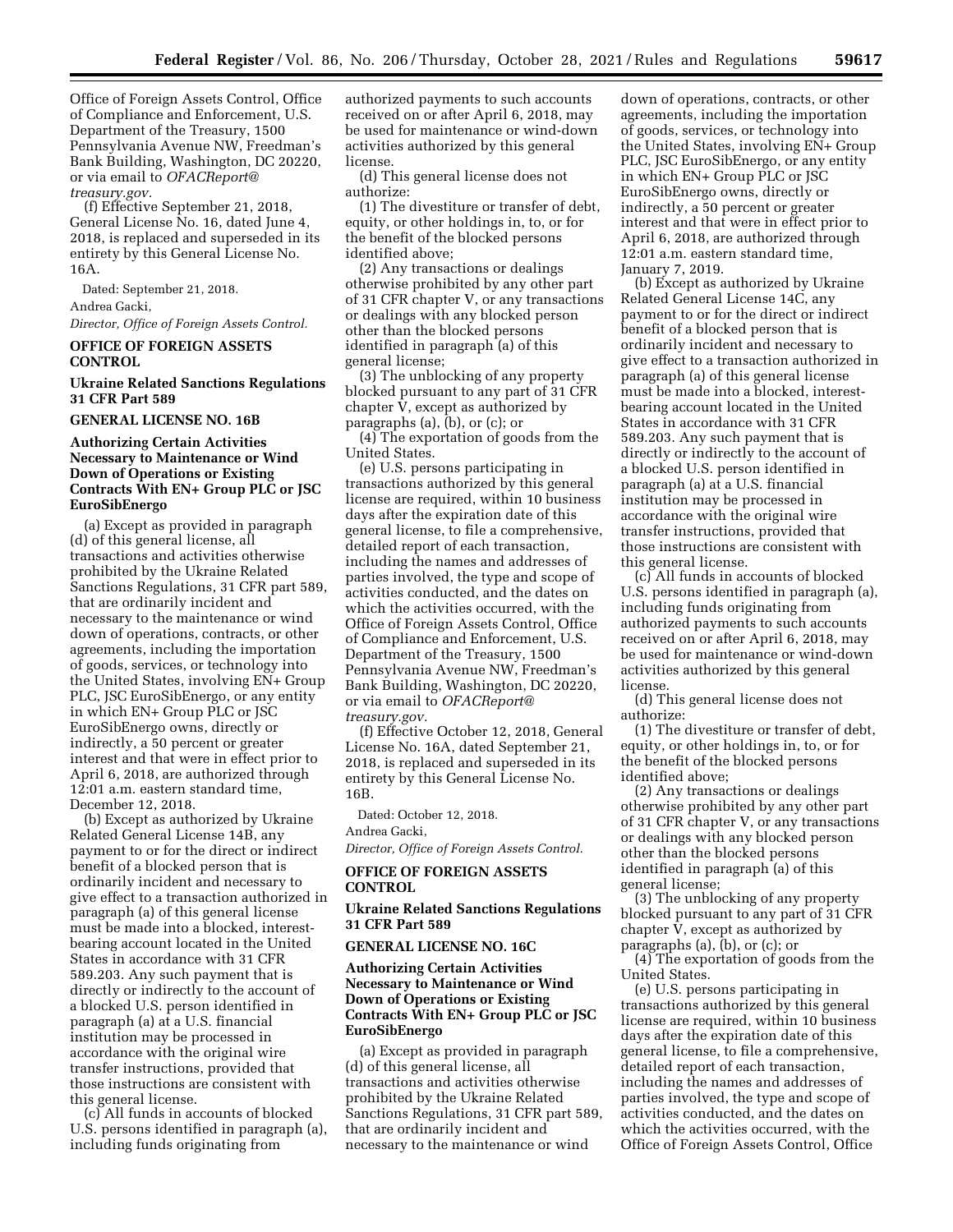Office of Foreign Assets Control, Office of Compliance and Enforcement, U.S. Department of the Treasury, 1500 Pennsylvania Avenue NW, Freedman's Bank Building, Washington, DC 20220, or via email to *OFACReport@treasury.gov.*

(f) Effective September 21, 2018, General License No. 16, dated June 4, 2018, is replaced and superseded in its entirety by this General License No. 16A.

Dated: September 21, 2018.

Andrea Gacki,

*Director, Office of Foreign Assets Control.*

**OFFICE OF FOREIGN ASSETS CONTROL**

**Ukraine Related Sanctions Regulations 31 CFR Part 589**

**GENERAL LICENSE NO. 16B**

**Authorizing Certain Activities Necessary to Maintenance or Wind Down of Operations or Existing Contracts With EN+ Group PLC or JSC EuroSibEnergo**

(a) Except as provided in paragraph (d) of this general license, all transactions and activities otherwise prohibited by the Ukraine Related Sanctions Regulations, 31 CFR part 589, that are ordinarily incident and necessary to the maintenance or wind down of operations, contracts, or other agreements, including the importation of goods, services, or technology into the United States, involving EN+ Group PLC, JSC EuroSibEnergo, or any entity in which EN+ Group PLC or JSC EuroSibEnergo owns, directly or indirectly, a 50 percent or greater interest and that were in effect prior to April 6, 2018, are authorized through 12:01 a.m. eastern standard time, December 12, 2018.

(b) Except as authorized by Ukraine Related General License 14B, any payment to or for the direct or indirect benefit of a blocked person that is ordinarily incident and necessary to give effect to a transaction authorized in paragraph (a) of this general license must be made into a blocked, interest-bearing account located in the United States in accordance with 31 CFR 589.203. Any such payment that is directly or indirectly to the account of a blocked U.S. person identified in paragraph (a) at a U.S. financial institution may be processed in accordance with the original wire transfer instructions, provided that those instructions are consistent with this general license.

(c) All funds in accounts of blocked U.S. persons identified in paragraph (a), including funds originating from authorized payments to such accounts received on or after April 6, 2018, may be used for maintenance or wind-down activities authorized by this general license.

(d) This general license does not authorize:

(1) The divestiture or transfer of debt, equity, or other holdings in, to, or for the benefit of the blocked persons identified above;

(2) Any transactions or dealings otherwise prohibited by any other part of 31 CFR chapter V, or any transactions or dealings with any blocked person other than the blocked persons identified in paragraph (a) of this general license;

(3) The unblocking of any property blocked pursuant to any part of 31 CFR chapter V, except as authorized by paragraphs (a), (b), or (c); or

(4) The exportation of goods from the United States.

(e) U.S. persons participating in transactions authorized by this general license are required, within 10 business days after the expiration date of this general license, to file a comprehensive, detailed report of each transaction, including the names and addresses of parties involved, the type and scope of activities conducted, and the dates on which the activities occurred, with the Office of Foreign Assets Control, Office of Compliance and Enforcement, U.S. Department of the Treasury, 1500 Pennsylvania Avenue NW, Freedman's Bank Building, Washington, DC 20220, or via email to *OFACReport@treasury.gov.*

(f) Effective October 12, 2018, General License No. 16A, dated September 21, 2018, is replaced and superseded in its entirety by this General License No. 16B.

Dated: October 12, 2018.

Andrea Gacki,

*Director, Office of Foreign Assets Control.*

**OFFICE OF FOREIGN ASSETS CONTROL**

**Ukraine Related Sanctions Regulations 31 CFR Part 589**

**GENERAL LICENSE NO. 16C**

**Authorizing Certain Activities Necessary to Maintenance or Wind Down of Operations or Existing Contracts With EN+ Group PLC or JSC EuroSibEnergo**

(a) Except as provided in paragraph (d) of this general license, all transactions and activities otherwise prohibited by the Ukraine Related Sanctions Regulations, 31 CFR part 589, that are ordinarily incident and necessary to the maintenance or wind down of operations, contracts, or other agreements, including the importation of goods, services, or technology into the United States, involving EN+ Group PLC, JSC EuroSibEnergo, or any entity in which EN+ Group PLC or JSC EuroSibEnergo owns, directly or indirectly, a 50 percent or greater interest and that were in effect prior to April 6, 2018, are authorized through 12:01 a.m. eastern standard time, January 7, 2019.

(b) Except as authorized by Ukraine Related General License 14C, any payment to or for the direct or indirect benefit of a blocked person that is ordinarily incident and necessary to give effect to a transaction authorized in paragraph (a) of this general license must be made into a blocked, interest-bearing account located in the United States in accordance with 31 CFR 589.203. Any such payment that is directly or indirectly to the account of a blocked U.S. person identified in paragraph (a) at a U.S. financial institution may be processed in accordance with the original wire transfer instructions, provided that those instructions are consistent with this general license.

(c) All funds in accounts of blocked U.S. persons identified in paragraph (a), including funds originating from authorized payments to such accounts received on or after April 6, 2018, may be used for maintenance or wind-down activities authorized by this general license.

(d) This general license does not authorize:

(1) The divestiture or transfer of debt, equity, or other holdings in, to, or for the benefit of the blocked persons identified above;

(2) Any transactions or dealings otherwise prohibited by any other part of 31 CFR chapter V, or any transactions or dealings with any blocked person other than the blocked persons identified in paragraph (a) of this general license;

(3) The unblocking of any property blocked pursuant to any part of 31 CFR chapter V, except as authorized by paragraphs (a), (b), or (c); or

(4) The exportation of goods from the United States.

(e) U.S. persons participating in transactions authorized by this general license are required, within 10 business days after the expiration date of this general license, to file a comprehensive, detailed report of each transaction, including the names and addresses of parties involved, the type and scope of activities conducted, and the dates on which the activities occurred, with the Office of Foreign Assets Control, Office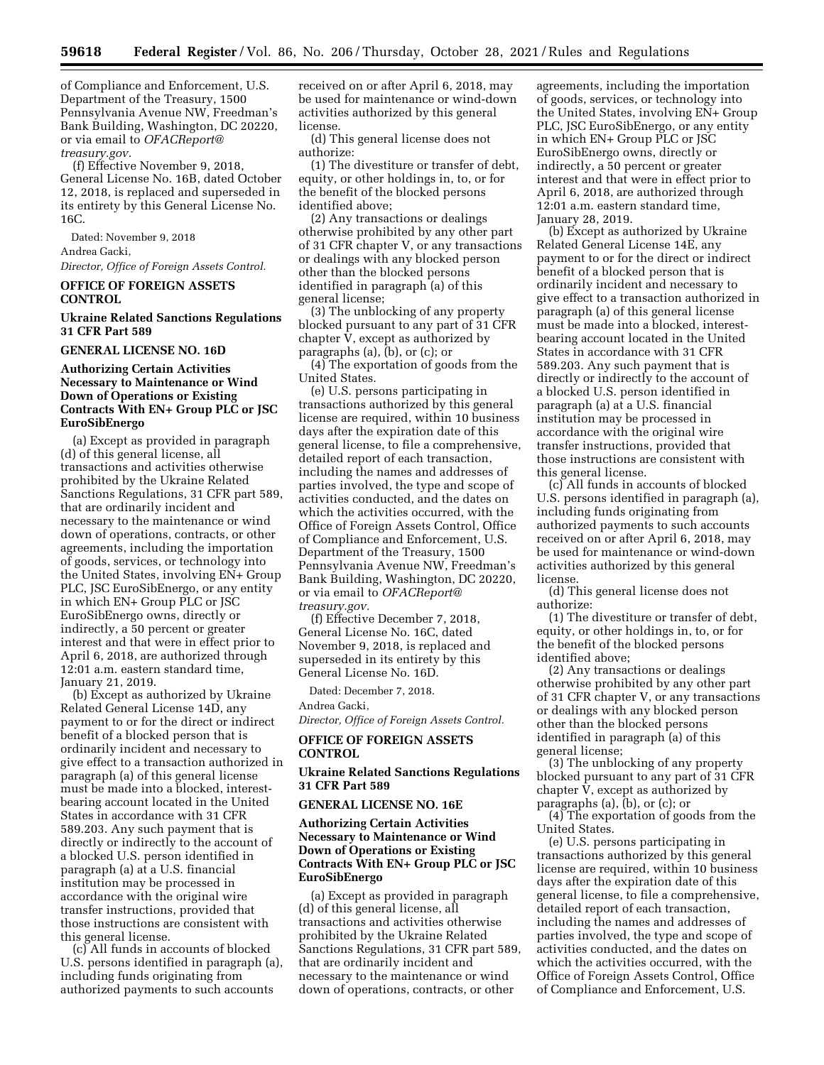of Compliance and Enforcement, U.S. Department of the Treasury, 1500 Pennsylvania Avenue NW, Freedman's Bank Building, Washington, DC 20220, or via email to *OFACReport@treasury.gov.*

(f) Effective November 9, 2018, General License No. 16B, dated October 12, 2018, is replaced and superseded in its entirety by this General License No. 16C.

Dated: November 9, 2018

Andrea Gacki,

*Director, Office of Foreign Assets Control.*

## OFFICE OF FOREIGN ASSETS CONTROL

### Ukraine Related Sanctions Regulations 31 CFR Part 589

### GENERAL LICENSE NO. 16D

### Authorizing Certain Activities Necessary to Maintenance or Wind Down of Operations or Existing Contracts With EN+ Group PLC or JSC EuroSibEnergo

(a) Except as provided in paragraph (d) of this general license, all transactions and activities otherwise prohibited by the Ukraine Related Sanctions Regulations, 31 CFR part 589, that are ordinarily incident and necessary to the maintenance or wind down of operations, contracts, or other agreements, including the importation of goods, services, or technology into the United States, involving EN+ Group PLC, JSC EuroSibEnergo, or any entity in which EN+ Group PLC or JSC EuroSibEnergo owns, directly or indirectly, a 50 percent or greater interest and that were in effect prior to April 6, 2018, are authorized through 12:01 a.m. eastern standard time, January 21, 2019.

(b) Except as authorized by Ukraine Related General License 14D, any payment to or for the direct or indirect benefit of a blocked person that is ordinarily incident and necessary to give effect to a transaction authorized in paragraph (a) of this general license must be made into a blocked, interest-bearing account located in the United States in accordance with 31 CFR 589.203. Any such payment that is directly or indirectly to the account of a blocked U.S. person identified in paragraph (a) at a U.S. financial institution may be processed in accordance with the original wire transfer instructions, provided that those instructions are consistent with this general license.

(c) All funds in accounts of blocked U.S. persons identified in paragraph (a), including funds originating from authorized payments to such accounts received on or after April 6, 2018, may be used for maintenance or wind-down activities authorized by this general license.

(d) This general license does not authorize:

(1) The divestiture or transfer of debt, equity, or other holdings in, to, or for the benefit of the blocked persons identified above;

(2) Any transactions or dealings otherwise prohibited by any other part of 31 CFR chapter V, or any transactions or dealings with any blocked person other than the blocked persons identified in paragraph (a) of this general license;

(3) The unblocking of any property blocked pursuant to any part of 31 CFR chapter V, except as authorized by paragraphs (a), (b), or (c); or

(4) The exportation of goods from the United States.

(e) U.S. persons participating in transactions authorized by this general license are required, within 10 business days after the expiration date of this general license, to file a comprehensive, detailed report of each transaction, including the names and addresses of parties involved, the type and scope of activities conducted, and the dates on which the activities occurred, with the Office of Foreign Assets Control, Office of Compliance and Enforcement, U.S. Department of the Treasury, 1500 Pennsylvania Avenue NW, Freedman's Bank Building, Washington, DC 20220, or via email to *OFACReport@treasury.gov.*

(f) Effective December 7, 2018, General License No. 16C, dated November 9, 2018, is replaced and superseded in its entirety by this General License No. 16D.

Dated: December 7, 2018.

Andrea Gacki,

*Director, Office of Foreign Assets Control.*

## OFFICE OF FOREIGN ASSETS CONTROL

### Ukraine Related Sanctions Regulations 31 CFR Part 589

### GENERAL LICENSE NO. 16E

### Authorizing Certain Activities Necessary to Maintenance or Wind Down of Operations or Existing Contracts With EN+ Group PLC or JSC EuroSibEnergo

(a) Except as provided in paragraph (d) of this general license, all transactions and activities otherwise prohibited by the Ukraine Related Sanctions Regulations, 31 CFR part 589, that are ordinarily incident and necessary to the maintenance or wind down of operations, contracts, or other agreements, including the importation of goods, services, or technology into the United States, involving EN+ Group PLC, JSC EuroSibEnergo, or any entity in which EN+ Group PLC or JSC EuroSibEnergo owns, directly or indirectly, a 50 percent or greater interest and that were in effect prior to April 6, 2018, are authorized through 12:01 a.m. eastern standard time, January 28, 2019.

(b) Except as authorized by Ukraine Related General License 14E, any payment to or for the direct or indirect benefit of a blocked person that is ordinarily incident and necessary to give effect to a transaction authorized in paragraph (a) of this general license must be made into a blocked, interest-bearing account located in the United States in accordance with 31 CFR 589.203. Any such payment that is directly or indirectly to the account of a blocked U.S. person identified in paragraph (a) at a U.S. financial institution may be processed in accordance with the original wire transfer instructions, provided that those instructions are consistent with this general license.

(c) All funds in accounts of blocked U.S. persons identified in paragraph (a), including funds originating from authorized payments to such accounts received on or after April 6, 2018, may be used for maintenance or wind-down activities authorized by this general license.

(d) This general license does not authorize:

(1) The divestiture or transfer of debt, equity, or other holdings in, to, or for the benefit of the blocked persons identified above;

(2) Any transactions or dealings otherwise prohibited by any other part of 31 CFR chapter V, or any transactions or dealings with any blocked person other than the blocked persons identified in paragraph (a) of this general license;

(3) The unblocking of any property blocked pursuant to any part of 31 CFR chapter V, except as authorized by paragraphs (a), (b), or (c); or

(4) The exportation of goods from the United States.

(e) U.S. persons participating in transactions authorized by this general license are required, within 10 business days after the expiration date of this general license, to file a comprehensive, detailed report of each transaction, including the names and addresses of parties involved, the type and scope of activities conducted, and the dates on which the activities occurred, with the Office of Foreign Assets Control, Office of Compliance and Enforcement, U.S.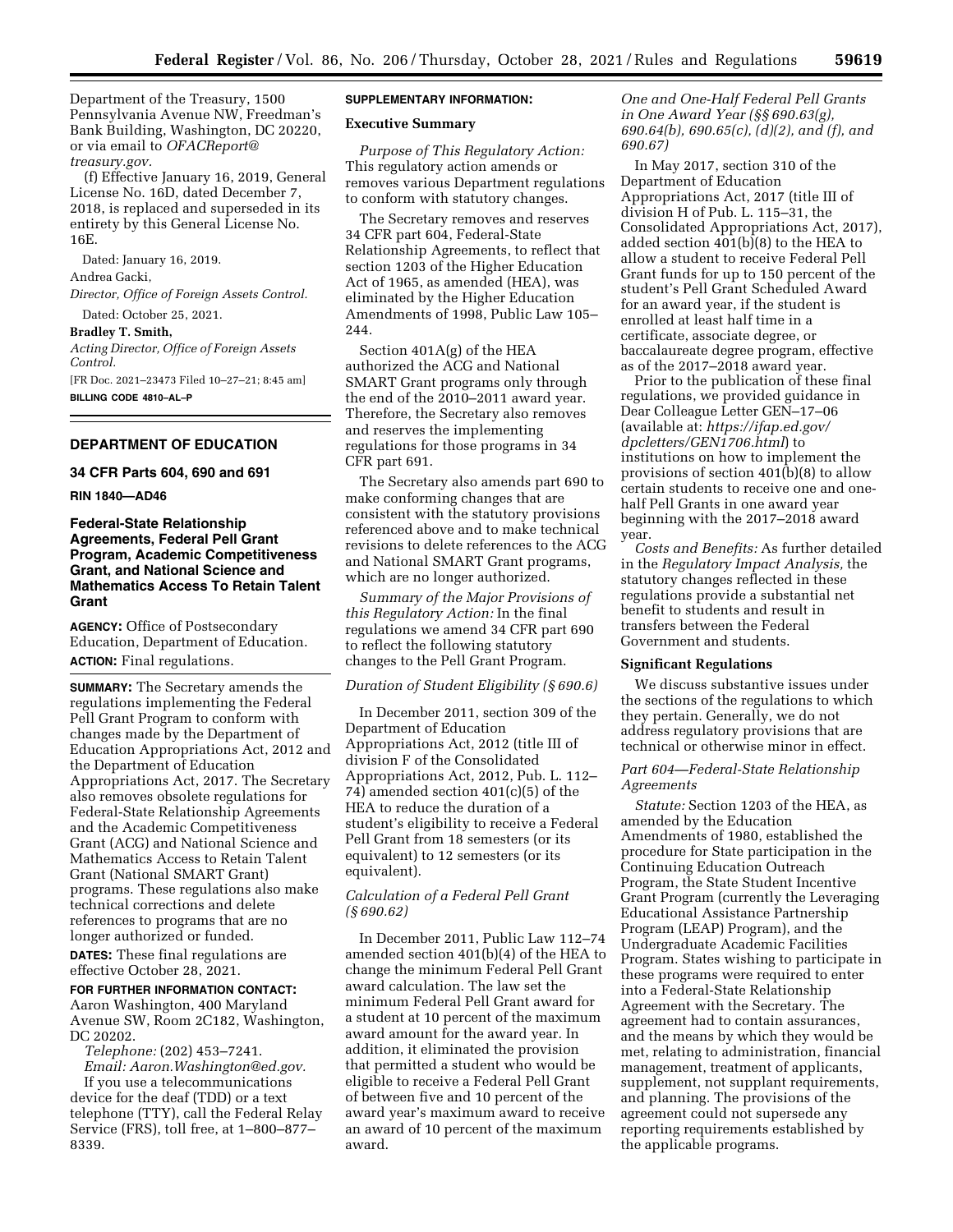Department of the Treasury, 1500 Pennsylvania Avenue NW, Freedman's Bank Building, Washington, DC 20220, or via email to *OFACReport@treasury.gov.*

(f) Effective January 16, 2019, General License No. 16D, dated December 7, 2018, is replaced and superseded in its entirety by this General License No. 16E.

Dated: January 16, 2019.

Andrea Gacki,

*Director, Office of Foreign Assets Control.*

Dated: October 25, 2021.

**Bradley T. Smith,**

*Acting Director, Office of Foreign Assets Control.*

[FR Doc. 2021–23473 Filed 10–27–21; 8:45 am]

**BILLING CODE 4810–AL–P**

## DEPARTMENT OF EDUCATION

### 34 CFR Parts 604, 690 and 691

**RIN 1840—AD46**

### Federal-State Relationship Agreements, Federal Pell Grant Program, Academic Competitiveness Grant, and National Science and Mathematics Access To Retain Talent Grant

**AGENCY:** Office of Postsecondary Education, Department of Education.

**ACTION:** Final regulations.

**SUMMARY:** The Secretary amends the regulations implementing the Federal Pell Grant Program to conform with changes made by the Department of Education Appropriations Act, 2012 and the Department of Education Appropriations Act, 2017. The Secretary also removes obsolete regulations for Federal-State Relationship Agreements and the Academic Competitiveness Grant (ACG) and National Science and Mathematics Access to Retain Talent Grant (National SMART Grant) programs. These regulations also make technical corrections and delete references to programs that are no longer authorized or funded.

**DATES:** These final regulations are effective October 28, 2021.

**FOR FURTHER INFORMATION CONTACT:** Aaron Washington, 400 Maryland Avenue SW, Room 2C182, Washington, DC 20202.

*Telephone:* (202) 453–7241.

*Email: Aaron.Washington@ed.gov.*

If you use a telecommunications device for the deaf (TDD) or a text telephone (TTY), call the Federal Relay Service (FRS), toll free, at 1–800–877–8339.

**SUPPLEMENTARY INFORMATION:**

**Executive Summary**

*Purpose of This Regulatory Action:* This regulatory action amends or removes various Department regulations to conform with statutory changes.

The Secretary removes and reserves 34 CFR part 604, Federal-State Relationship Agreements, to reflect that section 1203 of the Higher Education Act of 1965, as amended (HEA), was eliminated by the Higher Education Amendments of 1998, Public Law 105–244.

Section 401A(g) of the HEA authorized the ACG and National SMART Grant programs only through the end of the 2010–2011 award year. Therefore, the Secretary also removes and reserves the implementing regulations for those programs in 34 CFR part 691.

The Secretary also amends part 690 to make conforming changes that are consistent with the statutory provisions referenced above and to make technical revisions to delete references to the ACG and National SMART Grant programs, which are no longer authorized.

*Summary of the Major Provisions of this Regulatory Action:* In the final regulations we amend 34 CFR part 690 to reflect the following statutory changes to the Pell Grant Program.

*Duration of Student Eligibility (§ 690.6)*

In December 2011, section 309 of the Department of Education Appropriations Act, 2012 (title III of division F of the Consolidated Appropriations Act, 2012, Pub. L. 112–74) amended section 401(c)(5) of the HEA to reduce the duration of a student's eligibility to receive a Federal Pell Grant from 18 semesters (or its equivalent) to 12 semesters (or its equivalent).

*Calculation of a Federal Pell Grant (§ 690.62)*

In December 2011, Public Law 112–74 amended section 401(b)(4) of the HEA to change the minimum Federal Pell Grant award calculation. The law set the minimum Federal Pell Grant award for a student at 10 percent of the maximum award amount for the award year. In addition, it eliminated the provision that permitted a student who would be eligible to receive a Federal Pell Grant of between five and 10 percent of the award year's maximum award to receive an award of 10 percent of the maximum award.

*One and One-Half Federal Pell Grants in One Award Year (§§ 690.63(g), 690.64(b), 690.65(c), (d)(2), and (f), and 690.67)*

In May 2017, section 310 of the Department of Education Appropriations Act, 2017 (title III of division H of Pub. L. 115–31, the Consolidated Appropriations Act, 2017), added section 401(b)(8) to the HEA to allow a student to receive Federal Pell Grant funds for up to 150 percent of the student's Pell Grant Scheduled Award for an award year, if the student is enrolled at least half time in a certificate, associate degree, or baccalaureate degree program, effective as of the 2017–2018 award year.

Prior to the publication of these final regulations, we provided guidance in Dear Colleague Letter GEN–17–06 (available at: *https://ifap.ed.gov/dpcletters/GEN1706.html*) to institutions on how to implement the provisions of section 401(b)(8) to allow certain students to receive one and one-half Pell Grants in one award year beginning with the 2017–2018 award year.

*Costs and Benefits:* As further detailed in the *Regulatory Impact Analysis,* the statutory changes reflected in these regulations provide a substantial net benefit to students and result in transfers between the Federal Government and students.

**Significant Regulations**

We discuss substantive issues under the sections of the regulations to which they pertain. Generally, we do not address regulatory provisions that are technical or otherwise minor in effect.

*Part 604—Federal-State Relationship Agreements*

*Statute:* Section 1203 of the HEA, as amended by the Education Amendments of 1980, established the procedure for State participation in the Continuing Education Outreach Program, the State Student Incentive Grant Program (currently the Leveraging Educational Assistance Partnership Program (LEAP) Program), and the Undergraduate Academic Facilities Program. States wishing to participate in these programs were required to enter into a Federal-State Relationship Agreement with the Secretary. The agreement had to contain assurances, and the means by which they would be met, relating to administration, financial management, treatment of applicants, supplement, not supplant requirements, and planning. The provisions of the agreement could not supersede any reporting requirements established by the applicable programs.